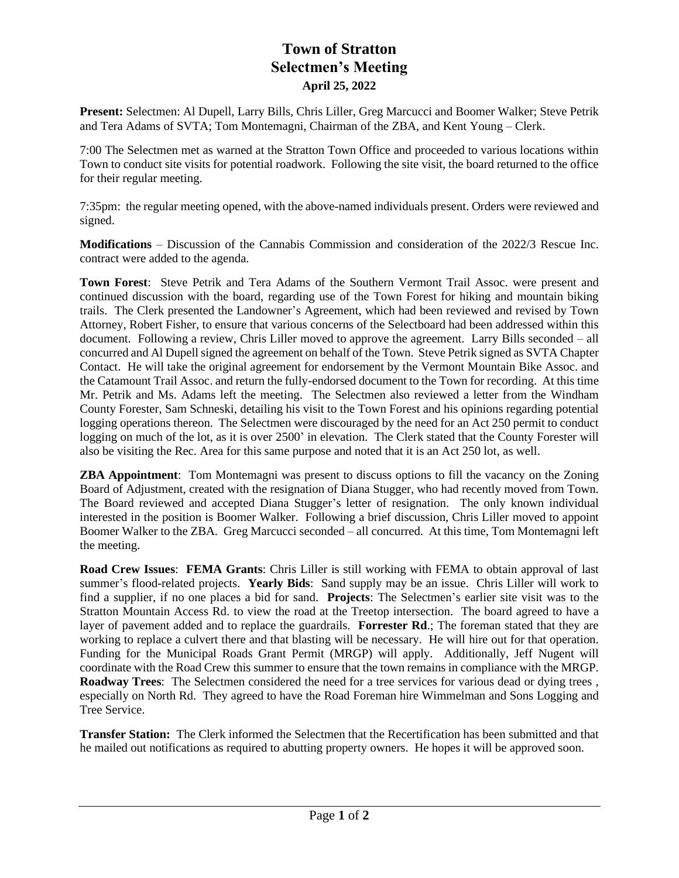# Town of Stratton
## Selectmen's Meeting
### April 25, 2022

**Present:** Selectmen: Al Dupell, Larry Bills, Chris Liller, Greg Marcucci and Boomer Walker; Steve Petrik and Tera Adams of SVTA; Tom Montemagni, Chairman of the ZBA, and Kent Young – Clerk.

7:00 The Selectmen met as warned at the Stratton Town Office and proceeded to various locations within Town to conduct site visits for potential roadwork. Following the site visit, the board returned to the office for their regular meeting.

7:35pm: the regular meeting opened, with the above-named individuals present. Orders were reviewed and signed.

**Modifications** – Discussion of the Cannabis Commission and consideration of the 2022/3 Rescue Inc. contract were added to the agenda.

**Town Forest**: Steve Petrik and Tera Adams of the Southern Vermont Trail Assoc. were present and continued discussion with the board, regarding use of the Town Forest for hiking and mountain biking trails. The Clerk presented the Landowner's Agreement, which had been reviewed and revised by Town Attorney, Robert Fisher, to ensure that various concerns of the Selectboard had been addressed within this document. Following a review, Chris Liller moved to approve the agreement. Larry Bills seconded – all concurred and Al Dupell signed the agreement on behalf of the Town. Steve Petrik signed as SVTA Chapter Contact. He will take the original agreement for endorsement by the Vermont Mountain Bike Assoc. and the Catamount Trail Assoc. and return the fully-endorsed document to the Town for recording. At this time Mr. Petrik and Ms. Adams left the meeting. The Selectmen also reviewed a letter from the Windham County Forester, Sam Schneski, detailing his visit to the Town Forest and his opinions regarding potential logging operations thereon. The Selectmen were discouraged by the need for an Act 250 permit to conduct logging on much of the lot, as it is over 2500' in elevation. The Clerk stated that the County Forester will also be visiting the Rec. Area for this same purpose and noted that it is an Act 250 lot, as well.

**ZBA Appointment**: Tom Montemagni was present to discuss options to fill the vacancy on the Zoning Board of Adjustment, created with the resignation of Diana Stugger, who had recently moved from Town. The Board reviewed and accepted Diana Stugger's letter of resignation. The only known individual interested in the position is Boomer Walker. Following a brief discussion, Chris Liller moved to appoint Boomer Walker to the ZBA. Greg Marcucci seconded – all concurred. At this time, Tom Montemagni left the meeting.

**Road Crew Issues**: **FEMA Grants**: Chris Liller is still working with FEMA to obtain approval of last summer's flood-related projects. **Yearly Bids**: Sand supply may be an issue. Chris Liller will work to find a supplier, if no one places a bid for sand. **Projects**: The Selectmen's earlier site visit was to the Stratton Mountain Access Rd. to view the road at the Treetop intersection. The board agreed to have a layer of pavement added and to replace the guardrails. **Forrester Rd**.; The foreman stated that they are working to replace a culvert there and that blasting will be necessary. He will hire out for that operation. Funding for the Municipal Roads Grant Permit (MRGP) will apply. Additionally, Jeff Nugent will coordinate with the Road Crew this summer to ensure that the town remains in compliance with the MRGP. **Roadway Trees**: The Selectmen considered the need for a tree services for various dead or dying trees , especially on North Rd. They agreed to have the Road Foreman hire Wimmelman and Sons Logging and Tree Service.

**Transfer Station:** The Clerk informed the Selectmen that the Recertification has been submitted and that he mailed out notifications as required to abutting property owners. He hopes it will be approved soon.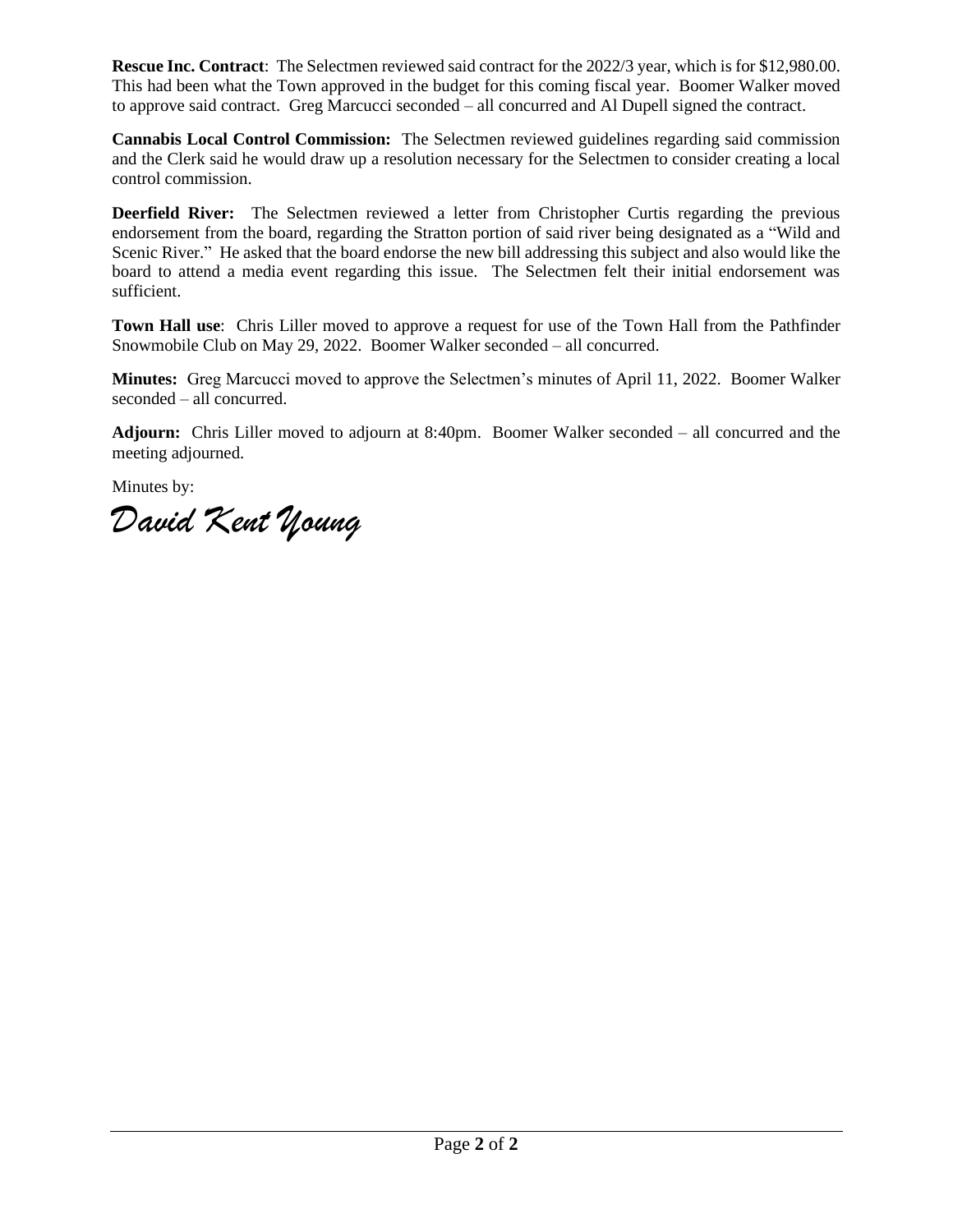**Rescue Inc. Contract**: The Selectmen reviewed said contract for the 2022/3 year, which is for $12,980.00. This had been what the Town approved in the budget for this coming fiscal year. Boomer Walker moved to approve said contract. Greg Marcucci seconded – all concurred and Al Dupell signed the contract.

**Cannabis Local Control Commission:** The Selectmen reviewed guidelines regarding said commission and the Clerk said he would draw up a resolution necessary for the Selectmen to consider creating a local control commission.

**Deerfield River:** The Selectmen reviewed a letter from Christopher Curtis regarding the previous endorsement from the board, regarding the Stratton portion of said river being designated as a "Wild and Scenic River." He asked that the board endorse the new bill addressing this subject and also would like the board to attend a media event regarding this issue. The Selectmen felt their initial endorsement was sufficient.

**Town Hall use**: Chris Liller moved to approve a request for use of the Town Hall from the Pathfinder Snowmobile Club on May 29, 2022. Boomer Walker seconded – all concurred.

**Minutes:** Greg Marcucci moved to approve the Selectmen's minutes of April 11, 2022. Boomer Walker seconded – all concurred.

**Adjourn:** Chris Liller moved to adjourn at 8:40pm. Boomer Walker seconded – all concurred and the meeting adjourned.

Minutes by:

*David Kent Young*